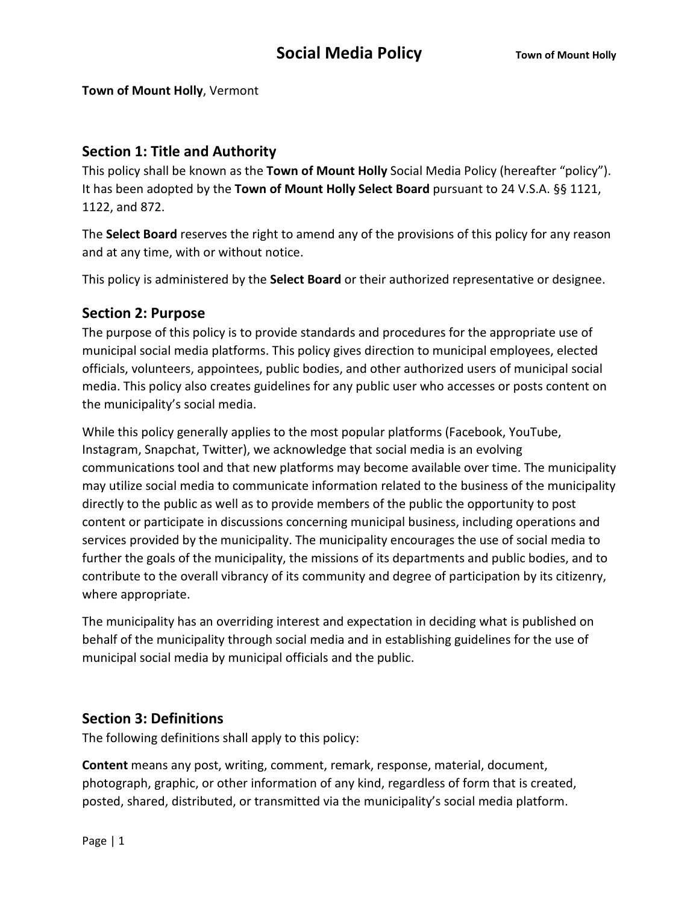# Social Media Policy

**Town of Mount Holly**, Vermont

## Section 1: Title and Authority

This policy shall be known as the **Town of Mount Holly** Social Media Policy (hereafter "policy"). It has been adopted by the **Town of Mount Holly Select Board** pursuant to 24 V.S.A. §§ 1121, 1122, and 872.

The **Select Board** reserves the right to amend any of the provisions of this policy for any reason and at any time, with or without notice.

This policy is administered by the **Select Board** or their authorized representative or designee.

## Section 2: Purpose

The purpose of this policy is to provide standards and procedures for the appropriate use of municipal social media platforms. This policy gives direction to municipal employees, elected officials, volunteers, appointees, public bodies, and other authorized users of municipal social media. This policy also creates guidelines for any public user who accesses or posts content on the municipality's social media.

While this policy generally applies to the most popular platforms (Facebook, YouTube, Instagram, Snapchat, Twitter), we acknowledge that social media is an evolving communications tool and that new platforms may become available over time. The municipality may utilize social media to communicate information related to the business of the municipality directly to the public as well as to provide members of the public the opportunity to post content or participate in discussions concerning municipal business, including operations and services provided by the municipality. The municipality encourages the use of social media to further the goals of the municipality, the missions of its departments and public bodies, and to contribute to the overall vibrancy of its community and degree of participation by its citizenry, where appropriate.

The municipality has an overriding interest and expectation in deciding what is published on behalf of the municipality through social media and in establishing guidelines for the use of municipal social media by municipal officials and the public.

## Section 3: Definitions

The following definitions shall apply to this policy:

**Content** means any post, writing, comment, remark, response, material, document, photograph, graphic, or other information of any kind, regardless of form that is created, posted, shared, distributed, or transmitted via the municipality's social media platform.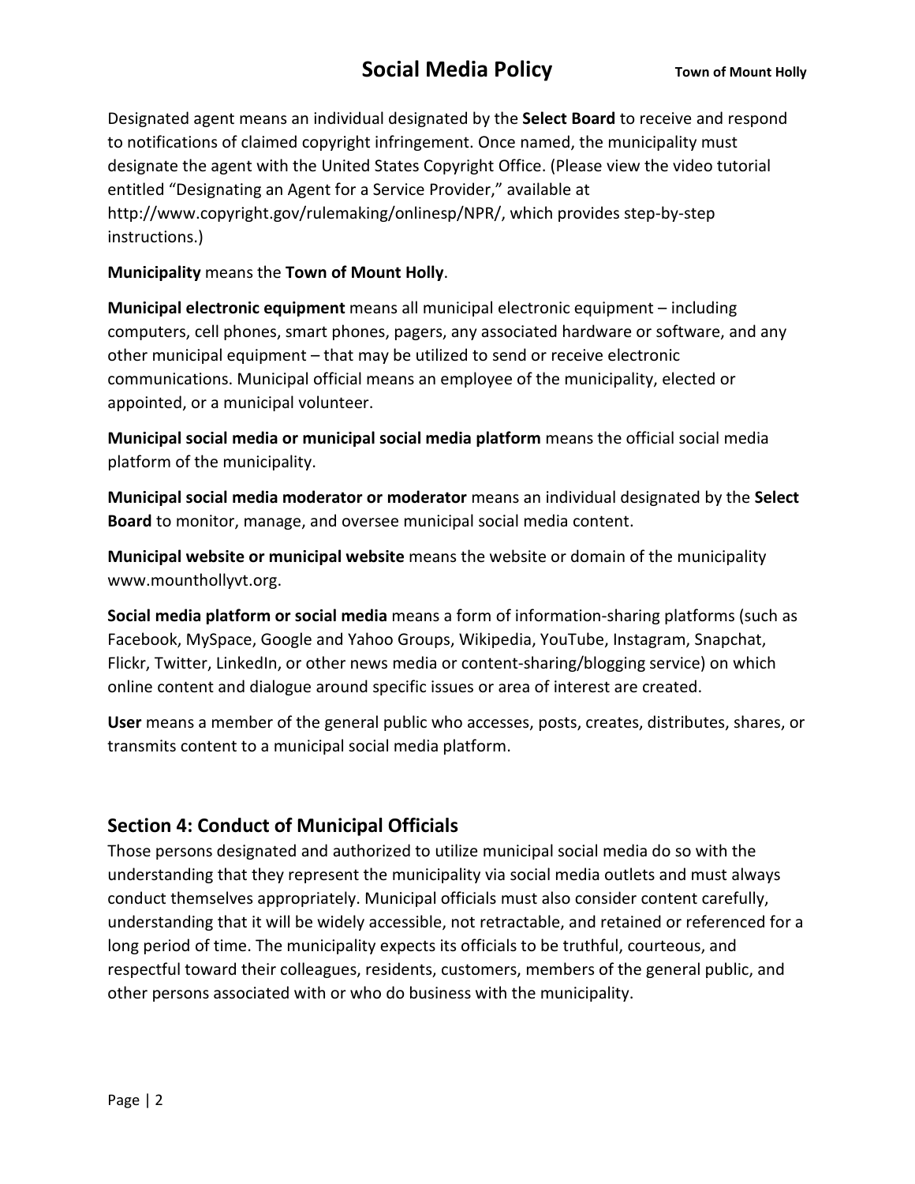Designated agent means an individual designated by the **Select Board** to receive and respond to notifications of claimed copyright infringement. Once named, the municipality must designate the agent with the United States Copyright Office. (Please view the video tutorial entitled "Designating an Agent for a Service Provider," available at http://www.copyright.gov/rulemaking/onlinesp/NPR/, which provides step-by-step instructions.)

**Municipality** means the **Town of Mount Holly**.

**Municipal electronic equipment** means all municipal electronic equipment – including computers, cell phones, smart phones, pagers, any associated hardware or software, and any other municipal equipment – that may be utilized to send or receive electronic communications. Municipal official means an employee of the municipality, elected or appointed, or a municipal volunteer.

**Municipal social media or municipal social media platform** means the official social media platform of the municipality.

**Municipal social media moderator or moderator** means an individual designated by the **Select Board** to monitor, manage, and oversee municipal social media content.

**Municipal website or municipal website** means the website or domain of the municipality www.mounthollyvt.org.

**Social media platform or social media** means a form of information-sharing platforms (such as Facebook, MySpace, Google and Yahoo Groups, Wikipedia, YouTube, Instagram, Snapchat, Flickr, Twitter, LinkedIn, or other news media or content-sharing/blogging service) on which online content and dialogue around specific issues or area of interest are created.

**User** means a member of the general public who accesses, posts, creates, distributes, shares, or transmits content to a municipal social media platform.

## Section 4: Conduct of Municipal Officials

Those persons designated and authorized to utilize municipal social media do so with the understanding that they represent the municipality via social media outlets and must always conduct themselves appropriately. Municipal officials must also consider content carefully, understanding that it will be widely accessible, not retractable, and retained or referenced for a long period of time. The municipality expects its officials to be truthful, courteous, and respectful toward their colleagues, residents, customers, members of the general public, and other persons associated with or who do business with the municipality.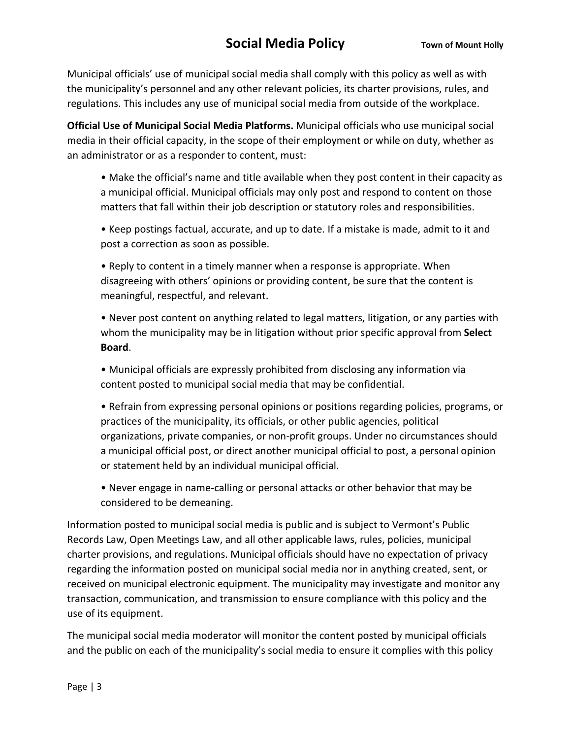Municipal officials' use of municipal social media shall comply with this policy as well as with the municipality's personnel and any other relevant policies, its charter provisions, rules, and regulations. This includes any use of municipal social media from outside of the workplace.

**Official Use of Municipal Social Media Platforms.** Municipal officials who use municipal social media in their official capacity, in the scope of their employment or while on duty, whether as an administrator or as a responder to content, must:

- Make the official's name and title available when they post content in their capacity as a municipal official. Municipal officials may only post and respond to content on those matters that fall within their job description or statutory roles and responsibilities.
- Keep postings factual, accurate, and up to date. If a mistake is made, admit to it and post a correction as soon as possible.
- Reply to content in a timely manner when a response is appropriate. When disagreeing with others' opinions or providing content, be sure that the content is meaningful, respectful, and relevant.
- Never post content on anything related to legal matters, litigation, or any parties with whom the municipality may be in litigation without prior specific approval from **Select Board**.
- Municipal officials are expressly prohibited from disclosing any information via content posted to municipal social media that may be confidential.
- Refrain from expressing personal opinions or positions regarding policies, programs, or practices of the municipality, its officials, or other public agencies, political organizations, private companies, or non-profit groups. Under no circumstances should a municipal official post, or direct another municipal official to post, a personal opinion or statement held by an individual municipal official.
- Never engage in name-calling or personal attacks or other behavior that may be considered to be demeaning.

Information posted to municipal social media is public and is subject to Vermont's Public Records Law, Open Meetings Law, and all other applicable laws, rules, policies, municipal charter provisions, and regulations. Municipal officials should have no expectation of privacy regarding the information posted on municipal social media nor in anything created, sent, or received on municipal electronic equipment. The municipality may investigate and monitor any transaction, communication, and transmission to ensure compliance with this policy and the use of its equipment.

The municipal social media moderator will monitor the content posted by municipal officials and the public on each of the municipality's social media to ensure it complies with this policy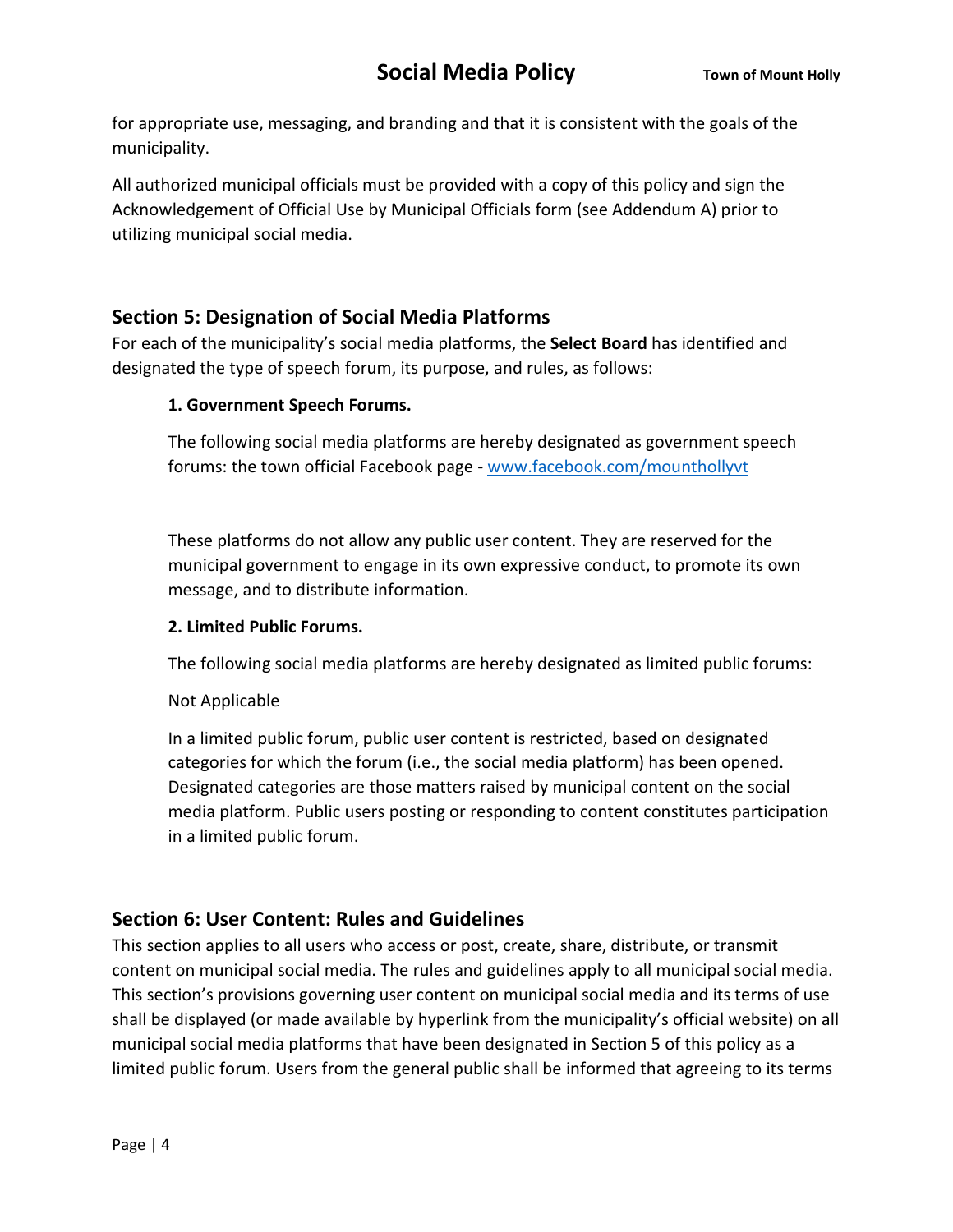for appropriate use, messaging, and branding and that it is consistent with the goals of the municipality.

All authorized municipal officials must be provided with a copy of this policy and sign the Acknowledgement of Official Use by Municipal Officials form (see Addendum A) prior to utilizing municipal social media.

## Section 5: Designation of Social Media Platforms

For each of the municipality's social media platforms, the **Select Board** has identified and designated the type of speech forum, its purpose, and rules, as follows:

**1. Government Speech Forums.**

The following social media platforms are hereby designated as government speech forums: the town official Facebook page - [www.facebook.com/mounthollyvt](www.facebook.com/mounthollyvt)

These platforms do not allow any public user content. They are reserved for the municipal government to engage in its own expressive conduct, to promote its own message, and to distribute information.

**2. Limited Public Forums.**

The following social media platforms are hereby designated as limited public forums:

Not Applicable

In a limited public forum, public user content is restricted, based on designated categories for which the forum (i.e., the social media platform) has been opened. Designated categories are those matters raised by municipal content on the social media platform. Public users posting or responding to content constitutes participation in a limited public forum.

## Section 6: User Content: Rules and Guidelines

This section applies to all users who access or post, create, share, distribute, or transmit content on municipal social media. The rules and guidelines apply to all municipal social media. This section's provisions governing user content on municipal social media and its terms of use shall be displayed (or made available by hyperlink from the municipality's official website) on all municipal social media platforms that have been designated in Section 5 of this policy as a limited public forum. Users from the general public shall be informed that agreeing to its terms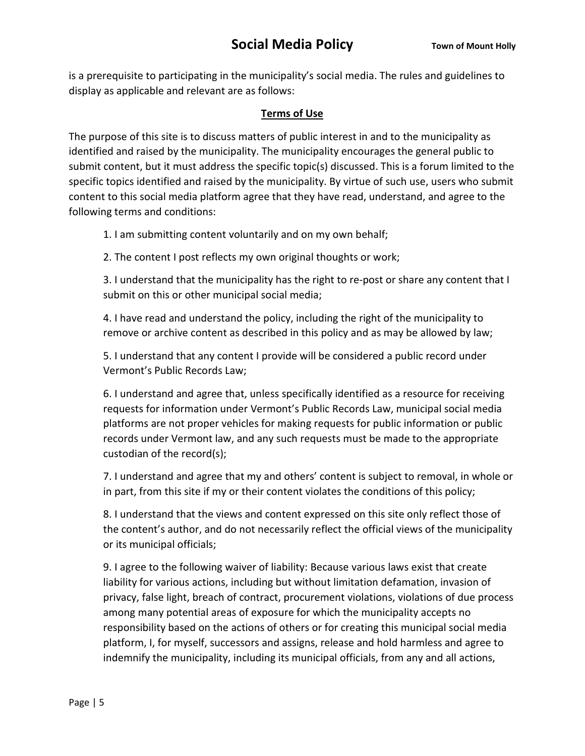is a prerequisite to participating in the municipality's social media. The rules and guidelines to display as applicable and relevant are as follows:

## Terms of Use

The purpose of this site is to discuss matters of public interest in and to the municipality as identified and raised by the municipality. The municipality encourages the general public to submit content, but it must address the specific topic(s) discussed. This is a forum limited to the specific topics identified and raised by the municipality. By virtue of such use, users who submit content to this social media platform agree that they have read, understand, and agree to the following terms and conditions:

1. I am submitting content voluntarily and on my own behalf;
2. The content I post reflects my own original thoughts or work;
3. I understand that the municipality has the right to re-post or share any content that I submit on this or other municipal social media;
4. I have read and understand the policy, including the right of the municipality to remove or archive content as described in this policy and as may be allowed by law;
5. I understand that any content I provide will be considered a public record under Vermont's Public Records Law;
6. I understand and agree that, unless specifically identified as a resource for receiving requests for information under Vermont's Public Records Law, municipal social media platforms are not proper vehicles for making requests for public information or public records under Vermont law, and any such requests must be made to the appropriate custodian of the record(s);
7. I understand and agree that my and others' content is subject to removal, in whole or in part, from this site if my or their content violates the conditions of this policy;
8. I understand that the views and content expressed on this site only reflect those of the content's author, and do not necessarily reflect the official views of the municipality or its municipal officials;
9. I agree to the following waiver of liability: Because various laws exist that create liability for various actions, including but without limitation defamation, invasion of privacy, false light, breach of contract, procurement violations, violations of due process among many potential areas of exposure for which the municipality accepts no responsibility based on the actions of others or for creating this municipal social media platform, I, for myself, successors and assigns, release and hold harmless and agree to indemnify the municipality, including its municipal officials, from any and all actions,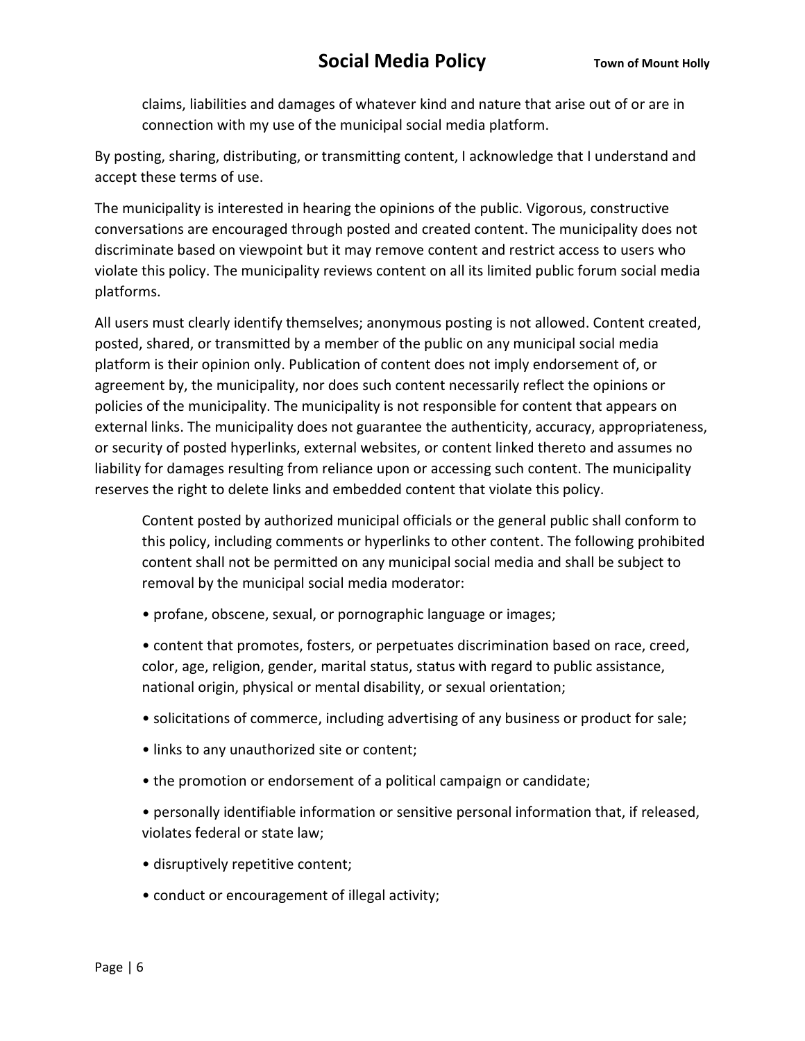claims, liabilities and damages of whatever kind and nature that arise out of or are in connection with my use of the municipal social media platform.

By posting, sharing, distributing, or transmitting content, I acknowledge that I understand and accept these terms of use.

The municipality is interested in hearing the opinions of the public. Vigorous, constructive conversations are encouraged through posted and created content. The municipality does not discriminate based on viewpoint but it may remove content and restrict access to users who violate this policy. The municipality reviews content on all its limited public forum social media platforms.

All users must clearly identify themselves; anonymous posting is not allowed. Content created, posted, shared, or transmitted by a member of the public on any municipal social media platform is their opinion only. Publication of content does not imply endorsement of, or agreement by, the municipality, nor does such content necessarily reflect the opinions or policies of the municipality. The municipality is not responsible for content that appears on external links. The municipality does not guarantee the authenticity, accuracy, appropriateness, or security of posted hyperlinks, external websites, or content linked thereto and assumes no liability for damages resulting from reliance upon or accessing such content. The municipality reserves the right to delete links and embedded content that violate this policy.

Content posted by authorized municipal officials or the general public shall conform to this policy, including comments or hyperlinks to other content. The following prohibited content shall not be permitted on any municipal social media and shall be subject to removal by the municipal social media moderator:

- profane, obscene, sexual, or pornographic language or images;
- content that promotes, fosters, or perpetuates discrimination based on race, creed, color, age, religion, gender, marital status, status with regard to public assistance, national origin, physical or mental disability, or sexual orientation;
- solicitations of commerce, including advertising of any business or product for sale;
- links to any unauthorized site or content;
- the promotion or endorsement of a political campaign or candidate;
- personally identifiable information or sensitive personal information that, if released, violates federal or state law;
- disruptively repetitive content;
- conduct or encouragement of illegal activity;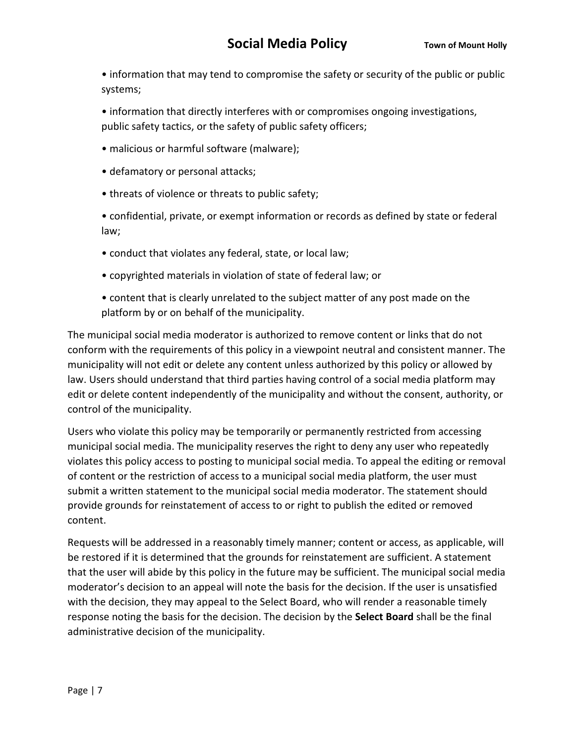- information that may tend to compromise the safety or security of the public or public systems;
- information that directly interferes with or compromises ongoing investigations, public safety tactics, or the safety of public safety officers;
- malicious or harmful software (malware);
- defamatory or personal attacks;
- threats of violence or threats to public safety;
- confidential, private, or exempt information or records as defined by state or federal law;
- conduct that violates any federal, state, or local law;
- copyrighted materials in violation of state of federal law; or
- content that is clearly unrelated to the subject matter of any post made on the platform by or on behalf of the municipality.

The municipal social media moderator is authorized to remove content or links that do not conform with the requirements of this policy in a viewpoint neutral and consistent manner. The municipality will not edit or delete any content unless authorized by this policy or allowed by law. Users should understand that third parties having control of a social media platform may edit or delete content independently of the municipality and without the consent, authority, or control of the municipality.

Users who violate this policy may be temporarily or permanently restricted from accessing municipal social media. The municipality reserves the right to deny any user who repeatedly violates this policy access to posting to municipal social media. To appeal the editing or removal of content or the restriction of access to a municipal social media platform, the user must submit a written statement to the municipal social media moderator. The statement should provide grounds for reinstatement of access to or right to publish the edited or removed content.

Requests will be addressed in a reasonably timely manner; content or access, as applicable, will be restored if it is determined that the grounds for reinstatement are sufficient. A statement that the user will abide by this policy in the future may be sufficient. The municipal social media moderator's decision to an appeal will note the basis for the decision. If the user is unsatisfied with the decision, they may appeal to the Select Board, who will render a reasonable timely response noting the basis for the decision. The decision by the **Select Board** shall be the final administrative decision of the municipality.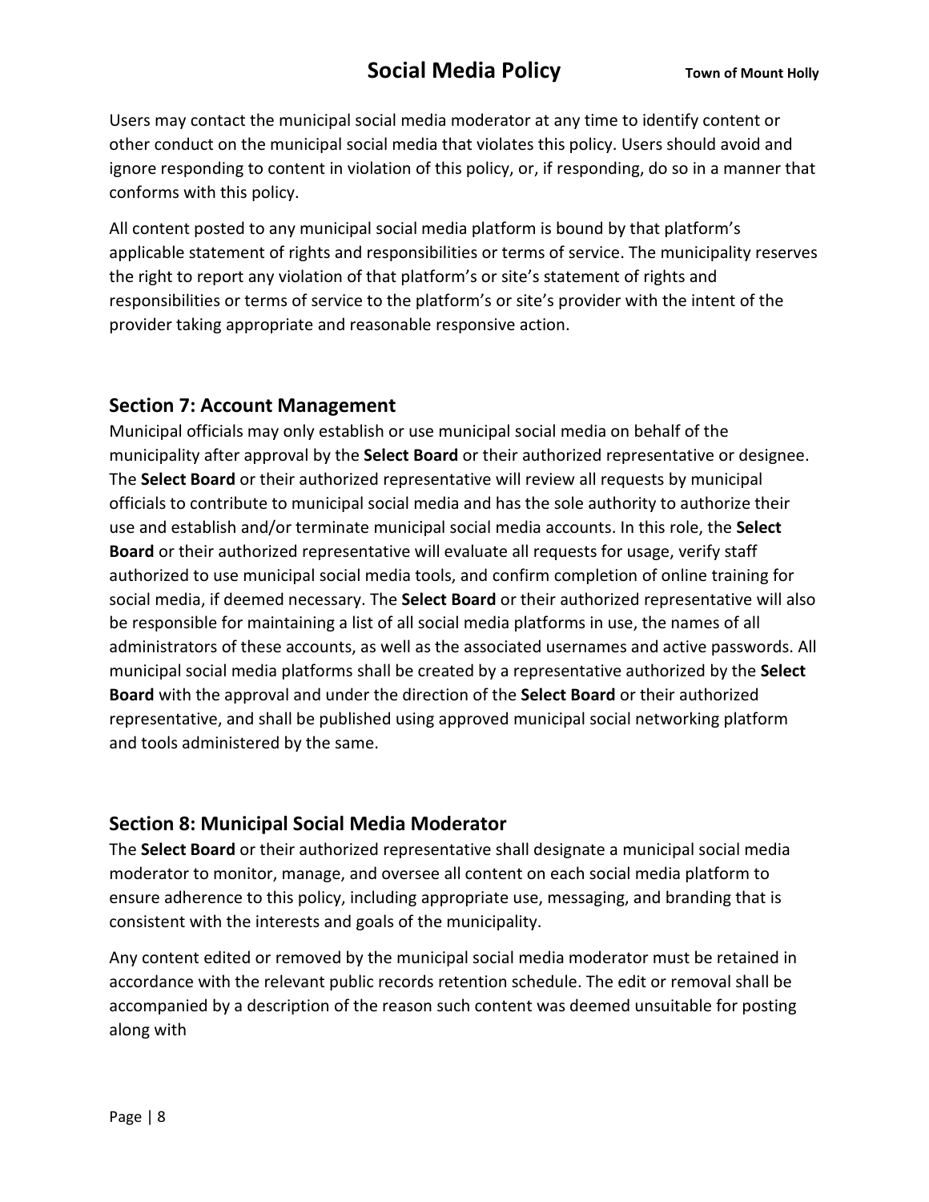Users may contact the municipal social media moderator at any time to identify content or other conduct on the municipal social media that violates this policy. Users should avoid and ignore responding to content in violation of this policy, or, if responding, do so in a manner that conforms with this policy.

All content posted to any municipal social media platform is bound by that platform's applicable statement of rights and responsibilities or terms of service. The municipality reserves the right to report any violation of that platform's or site's statement of rights and responsibilities or terms of service to the platform's or site's provider with the intent of the provider taking appropriate and reasonable responsive action.

## Section 7: Account Management

Municipal officials may only establish or use municipal social media on behalf of the municipality after approval by the **Select Board** or their authorized representative or designee. The **Select Board** or their authorized representative will review all requests by municipal officials to contribute to municipal social media and has the sole authority to authorize their use and establish and/or terminate municipal social media accounts. In this role, the **Select Board** or their authorized representative will evaluate all requests for usage, verify staff authorized to use municipal social media tools, and confirm completion of online training for social media, if deemed necessary. The **Select Board** or their authorized representative will also be responsible for maintaining a list of all social media platforms in use, the names of all administrators of these accounts, as well as the associated usernames and active passwords. All municipal social media platforms shall be created by a representative authorized by the **Select Board** with the approval and under the direction of the **Select Board** or their authorized representative, and shall be published using approved municipal social networking platform and tools administered by the same.

## Section 8: Municipal Social Media Moderator

The **Select Board** or their authorized representative shall designate a municipal social media moderator to monitor, manage, and oversee all content on each social media platform to ensure adherence to this policy, including appropriate use, messaging, and branding that is consistent with the interests and goals of the municipality.

Any content edited or removed by the municipal social media moderator must be retained in accordance with the relevant public records retention schedule. The edit or removal shall be accompanied by a description of the reason such content was deemed unsuitable for posting along with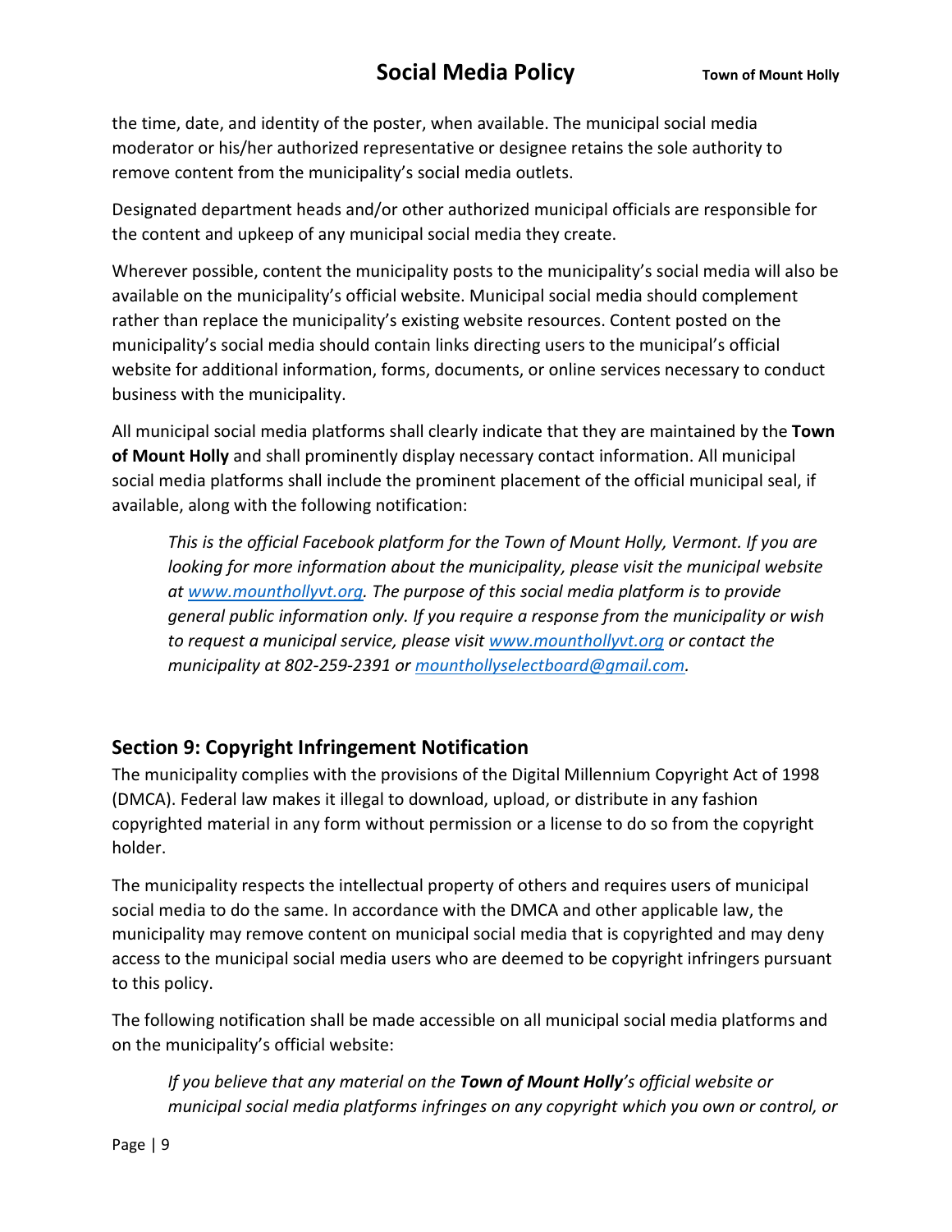the time, date, and identity of the poster, when available. The municipal social media moderator or his/her authorized representative or designee retains the sole authority to remove content from the municipality's social media outlets.

Designated department heads and/or other authorized municipal officials are responsible for the content and upkeep of any municipal social media they create.

Wherever possible, content the municipality posts to the municipality's social media will also be available on the municipality's official website. Municipal social media should complement rather than replace the municipality's existing website resources. Content posted on the municipality's social media should contain links directing users to the municipal's official website for additional information, forms, documents, or online services necessary to conduct business with the municipality.

All municipal social media platforms shall clearly indicate that they are maintained by the **Town of Mount Holly** and shall prominently display necessary contact information. All municipal social media platforms shall include the prominent placement of the official municipal seal, if available, along with the following notification:

> *This is the official Facebook platform for the Town of Mount Holly, Vermont. If you are looking for more information about the municipality, please visit the municipal website at [www.mounthollyvt.org](http://www.mounthollyvt.org). The purpose of this social media platform is to provide general public information only. If you require a response from the municipality or wish to request a municipal service, please visit [www.mounthollyvt.org](http://www.mounthollyvt.org) or contact the municipality at 802-259-2391 or [mounthollyselectboard@gmail.com](mailto:mounthollyselectboard@gmail.com).*

## Section 9: Copyright Infringement Notification

The municipality complies with the provisions of the Digital Millennium Copyright Act of 1998 (DMCA). Federal law makes it illegal to download, upload, or distribute in any fashion copyrighted material in any form without permission or a license to do so from the copyright holder.

The municipality respects the intellectual property of others and requires users of municipal social media to do the same. In accordance with the DMCA and other applicable law, the municipality may remove content on municipal social media that is copyrighted and may deny access to the municipal social media users who are deemed to be copyright infringers pursuant to this policy.

The following notification shall be made accessible on all municipal social media platforms and on the municipality's official website:

> *If you believe that any material on the **Town of Mount Holly**'s official website or municipal social media platforms infringes on any copyright which you own or control, or*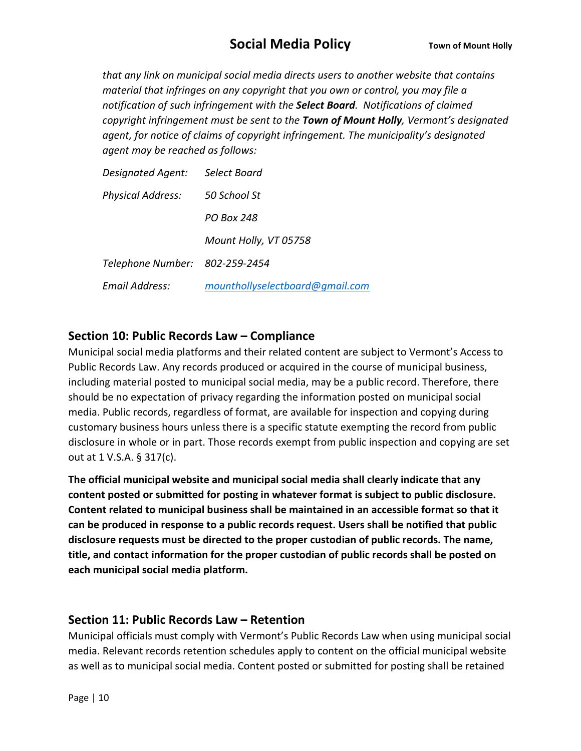*that any link on municipal social media directs users to another website that contains material that infringes on any copyright that you own or control, you may file a notification of such infringement with the **Select Board**. Notifications of claimed copyright infringement must be sent to the **Town of Mount Holly**, Vermont's designated agent, for notice of claims of copyright infringement. The municipality's designated agent may be reached as follows:*

*Designated Agent:* *Select Board*

*Physical Address:* *50 School St*

*PO Box 248*

*Mount Holly, VT 05758*

*Telephone Number:* *802-259-2454*

*Email Address:* *mounthollyselectboard@gmail.com*

## Section 10: Public Records Law – Compliance

Municipal social media platforms and their related content are subject to Vermont's Access to Public Records Law. Any records produced or acquired in the course of municipal business, including material posted to municipal social media, may be a public record. Therefore, there should be no expectation of privacy regarding the information posted on municipal social media. Public records, regardless of format, are available for inspection and copying during customary business hours unless there is a specific statute exempting the record from public disclosure in whole or in part. Those records exempt from public inspection and copying are set out at 1 V.S.A. § 317(c).

**The official municipal website and municipal social media shall clearly indicate that any content posted or submitted for posting in whatever format is subject to public disclosure. Content related to municipal business shall be maintained in an accessible format so that it can be produced in response to a public records request. Users shall be notified that public disclosure requests must be directed to the proper custodian of public records. The name, title, and contact information for the proper custodian of public records shall be posted on each municipal social media platform.**

## Section 11: Public Records Law – Retention

Municipal officials must comply with Vermont's Public Records Law when using municipal social media. Relevant records retention schedules apply to content on the official municipal website as well as to municipal social media. Content posted or submitted for posting shall be retained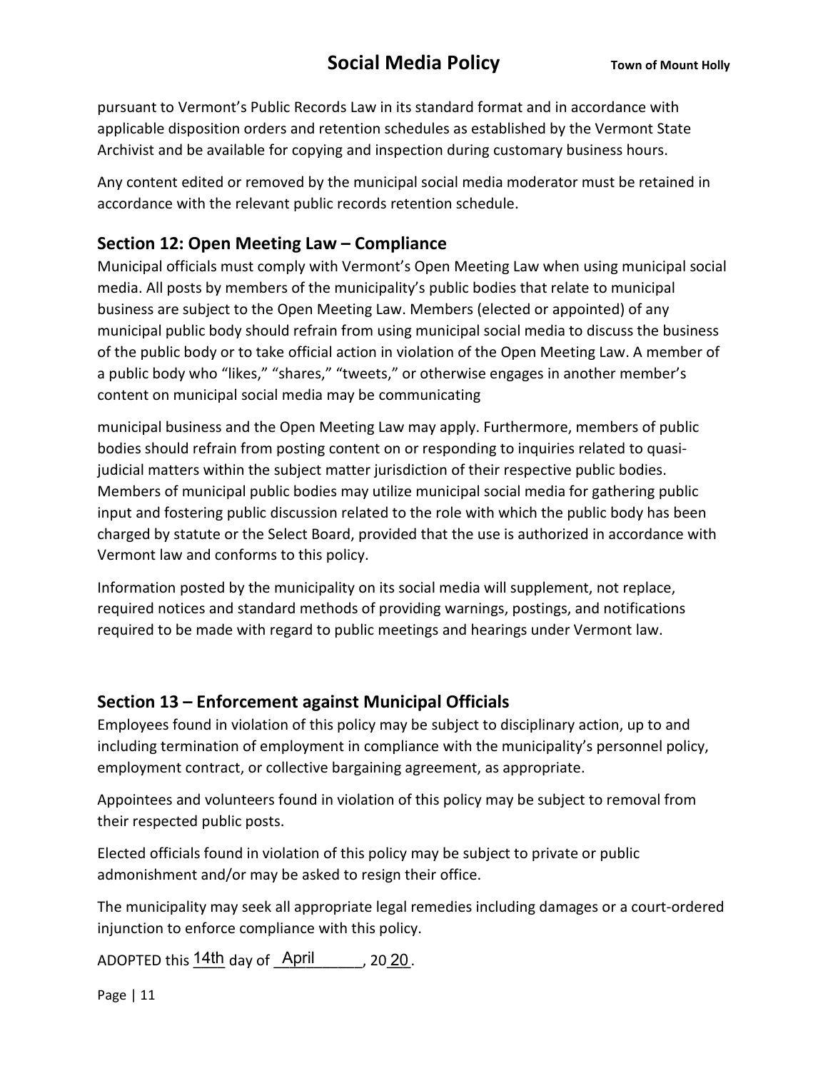pursuant to Vermont's Public Records Law in its standard format and in accordance with applicable disposition orders and retention schedules as established by the Vermont State Archivist and be available for copying and inspection during customary business hours.

Any content edited or removed by the municipal social media moderator must be retained in accordance with the relevant public records retention schedule.

## Section 12: Open Meeting Law – Compliance

Municipal officials must comply with Vermont's Open Meeting Law when using municipal social media. All posts by members of the municipality's public bodies that relate to municipal business are subject to the Open Meeting Law. Members (elected or appointed) of any municipal public body should refrain from using municipal social media to discuss the business of the public body or to take official action in violation of the Open Meeting Law. A member of a public body who "likes," "shares," "tweets," or otherwise engages in another member's content on municipal social media may be communicating municipal business and the Open Meeting Law may apply. Furthermore, members of public bodies should refrain from posting content on or responding to inquiries related to quasi-judicial matters within the subject matter jurisdiction of their respective public bodies. Members of municipal public bodies may utilize municipal social media for gathering public input and fostering public discussion related to the role with which the public body has been charged by statute or the Select Board, provided that the use is authorized in accordance with Vermont law and conforms to this policy.

Information posted by the municipality on its social media will supplement, not replace, required notices and standard methods of providing warnings, postings, and notifications required to be made with regard to public meetings and hearings under Vermont law.

## Section 13 – Enforcement against Municipal Officials

Employees found in violation of this policy may be subject to disciplinary action, up to and including termination of employment in compliance with the municipality's personnel policy, employment contract, or collective bargaining agreement, as appropriate.

Appointees and volunteers found in violation of this policy may be subject to removal from their respected public posts.

Elected officials found in violation of this policy may be subject to private or public admonishment and/or may be asked to resign their office.

The municipality may seek all appropriate legal remedies including damages or a court-ordered injunction to enforce compliance with this policy.

ADOPTED this 14th day of April, 2020.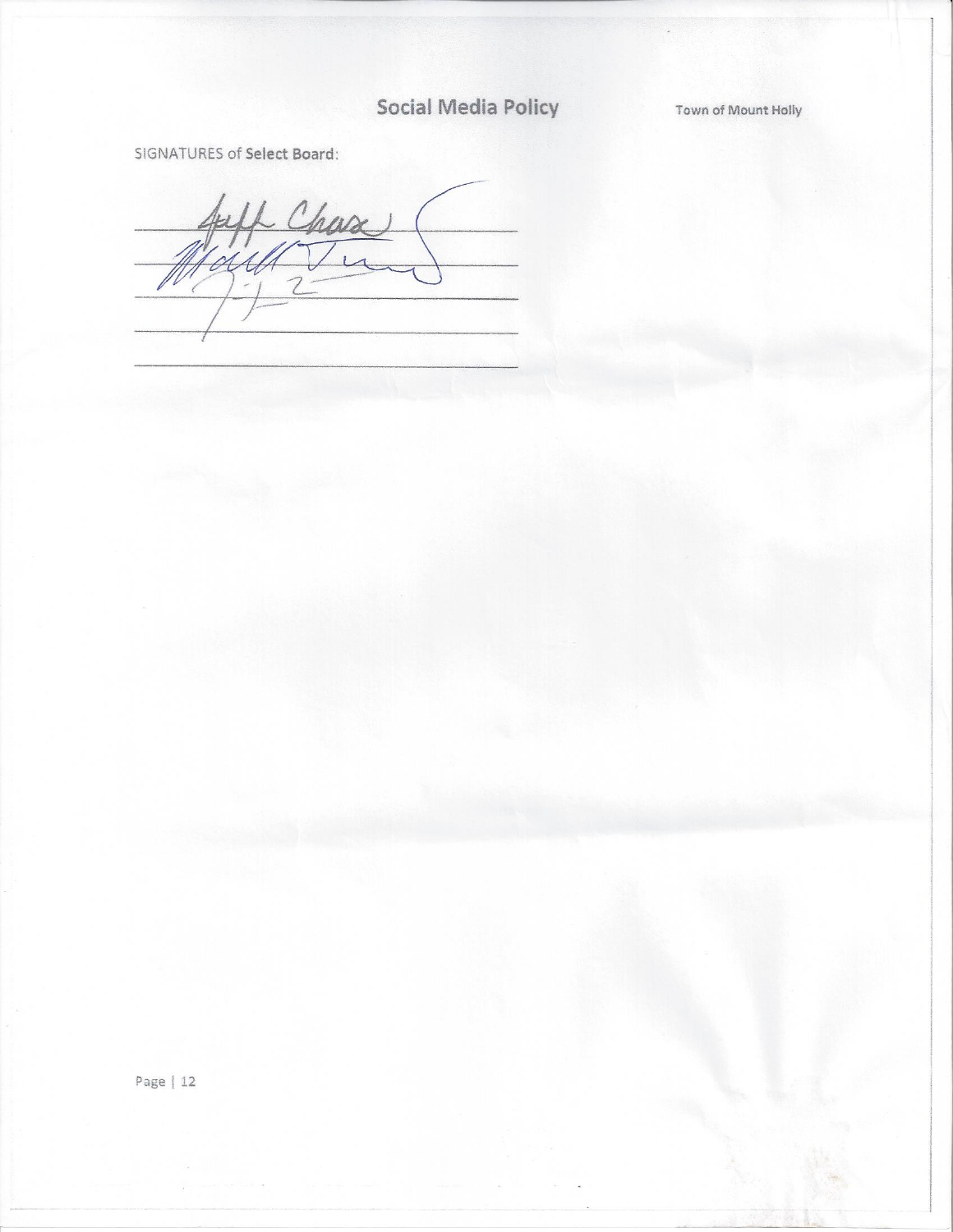SIGNATURES of **Select Board**:

Jeff Chase

Mark Turco

_______________________

_______________________

_______________________